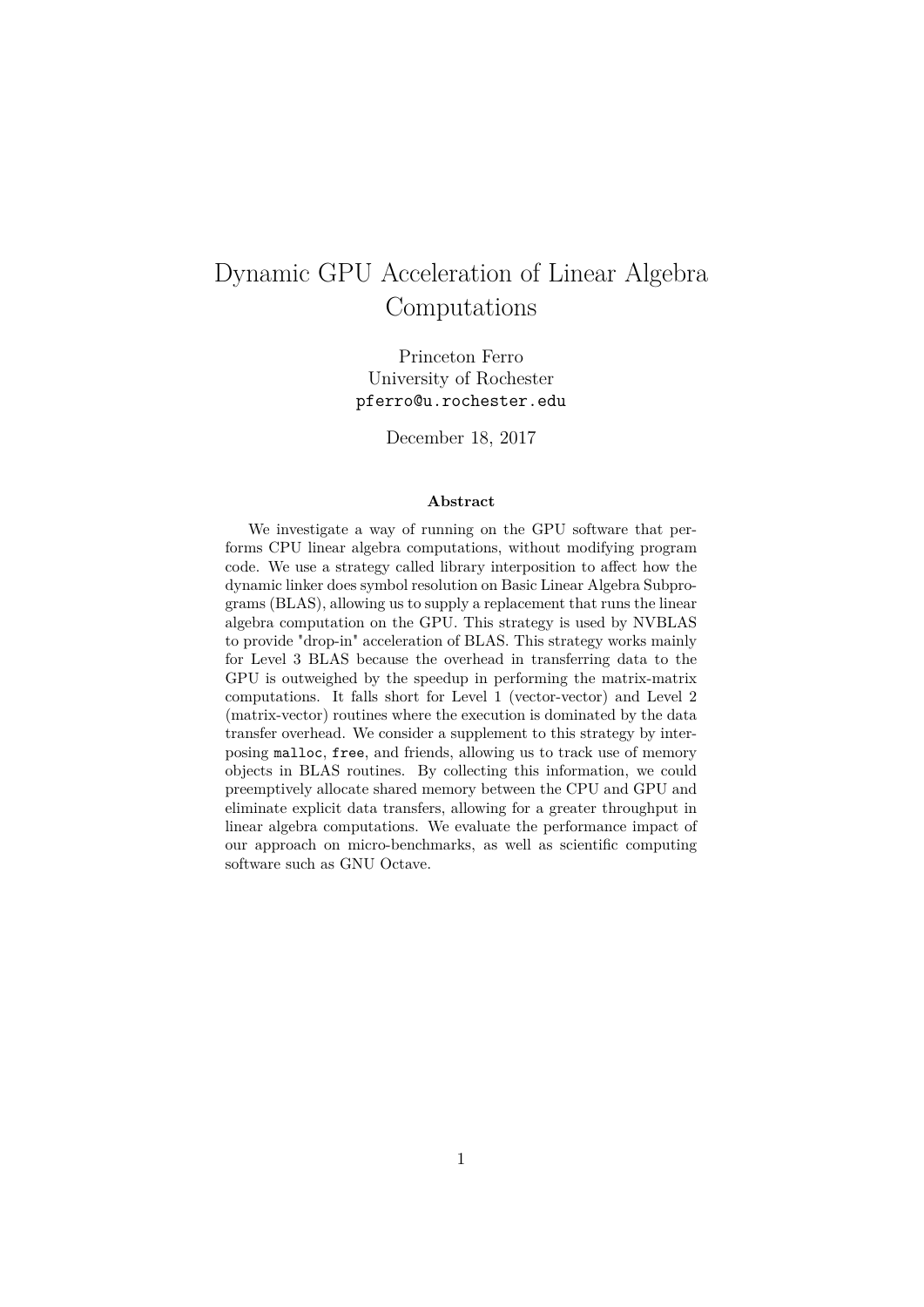# Dynamic GPU Acceleration of Linear Algebra Computations

Princeton Ferro
University of Rochester
`pferro@u.rochester.edu`

December 18, 2017

**Abstract**

We investigate a way of running on the GPU software that performs CPU linear algebra computations, without modifying program code. We use a strategy called library interposition to affect how the dynamic linker does symbol resolution on Basic Linear Algebra Subprograms (BLAS), allowing us to supply a replacement that runs the linear algebra computation on the GPU. This strategy is used by NVBLAS to provide "drop-in" acceleration of BLAS. This strategy works mainly for Level 3 BLAS because the overhead in transferring data to the GPU is outweighed by the speedup in performing the matrix-matrix computations. It falls short for Level 1 (vector-vector) and Level 2 (matrix-vector) routines where the execution is dominated by the data transfer overhead. We consider a supplement to this strategy by interposing `malloc`, `free`, and friends, allowing us to track use of memory objects in BLAS routines. By collecting this information, we could preemptively allocate shared memory between the CPU and GPU and eliminate explicit data transfers, allowing for a greater throughput in linear algebra computations. We evaluate the performance impact of our approach on micro-benchmarks, as well as scientific computing software such as GNU Octave.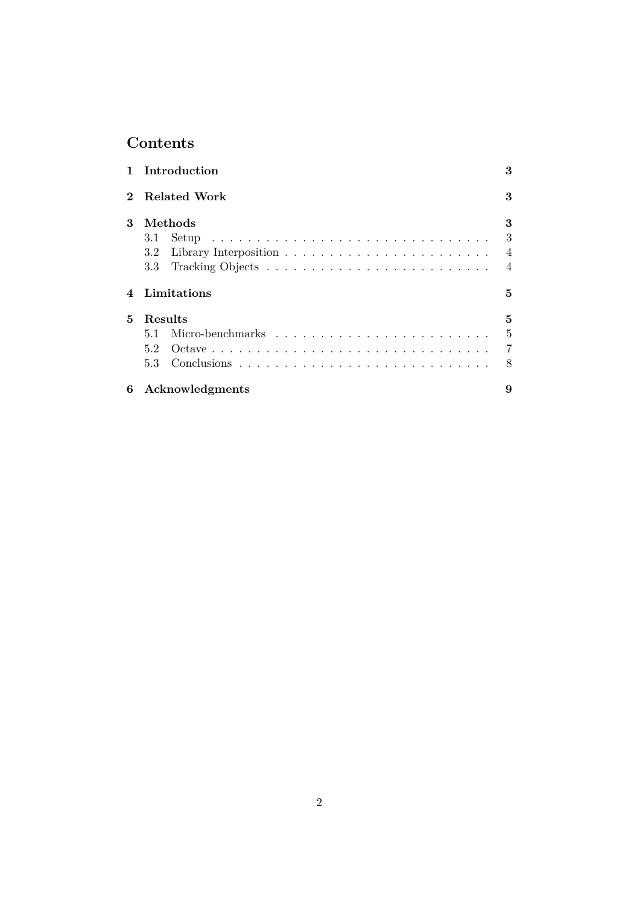## Contents

**1 Introduction** **3**

**2 Related Work** **3**

**3 Methods** **3**
- 3.1 Setup . . . . . . . . . . . . . . . . . . . . . . . . . . . . . . . . 3
- 3.2 Library Interposition . . . . . . . . . . . . . . . . . . . . . . . . 4
- 3.3 Tracking Objects . . . . . . . . . . . . . . . . . . . . . . . . . . 4

**4 Limitations** **5**

**5 Results** **5**
- 5.1 Micro-benchmarks . . . . . . . . . . . . . . . . . . . . . . . . . 5
- 5.2 Octave . . . . . . . . . . . . . . . . . . . . . . . . . . . . . . . . 7
- 5.3 Conclusions . . . . . . . . . . . . . . . . . . . . . . . . . . . . . 8

**6 Acknowledgments** **9**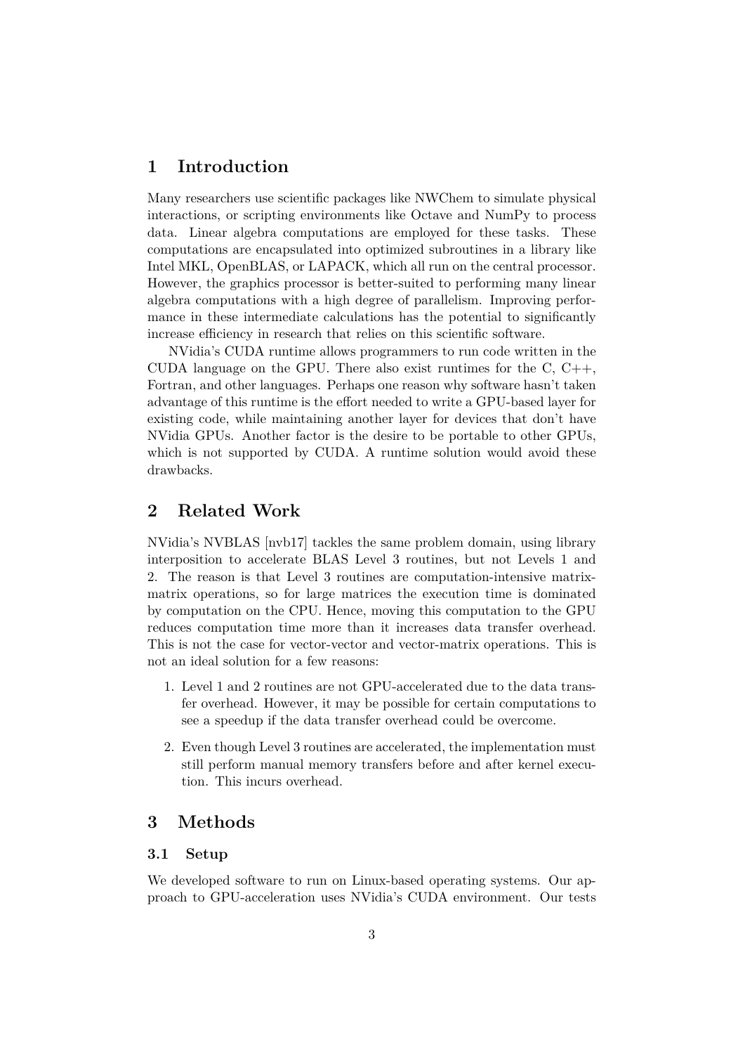## 1 Introduction

Many researchers use scientific packages like NWChem to simulate physical interactions, or scripting environments like Octave and NumPy to process data. Linear algebra computations are employed for these tasks. These computations are encapsulated into optimized subroutines in a library like Intel MKL, OpenBLAS, or LAPACK, which all run on the central processor. However, the graphics processor is better-suited to performing many linear algebra computations with a high degree of parallelism. Improving performance in these intermediate calculations has the potential to significantly increase efficiency in research that relies on this scientific software.

NVidia's CUDA runtime allows programmers to run code written in the CUDA language on the GPU. There also exist runtimes for the C, C++, Fortran, and other languages. Perhaps one reason why software hasn't taken advantage of this runtime is the effort needed to write a GPU-based layer for existing code, while maintaining another layer for devices that don't have NVidia GPUs. Another factor is the desire to be portable to other GPUs, which is not supported by CUDA. A runtime solution would avoid these drawbacks.

## 2 Related Work

NVidia's NVBLAS [nvb17] tackles the same problem domain, using library interposition to accelerate BLAS Level 3 routines, but not Levels 1 and 2. The reason is that Level 3 routines are computation-intensive matrix-matrix operations, so for large matrices the execution time is dominated by computation on the CPU. Hence, moving this computation to the GPU reduces computation time more than it increases data transfer overhead. This is not the case for vector-vector and vector-matrix operations. This is not an ideal solution for a few reasons:

1. Level 1 and 2 routines are not GPU-accelerated due to the data transfer overhead. However, it may be possible for certain computations to see a speedup if the data transfer overhead could be overcome.
2. Even though Level 3 routines are accelerated, the implementation must still perform manual memory transfers before and after kernel execution. This incurs overhead.

## 3 Methods

### 3.1 Setup

We developed software to run on Linux-based operating systems. Our approach to GPU-acceleration uses NVidia's CUDA environment. Our tests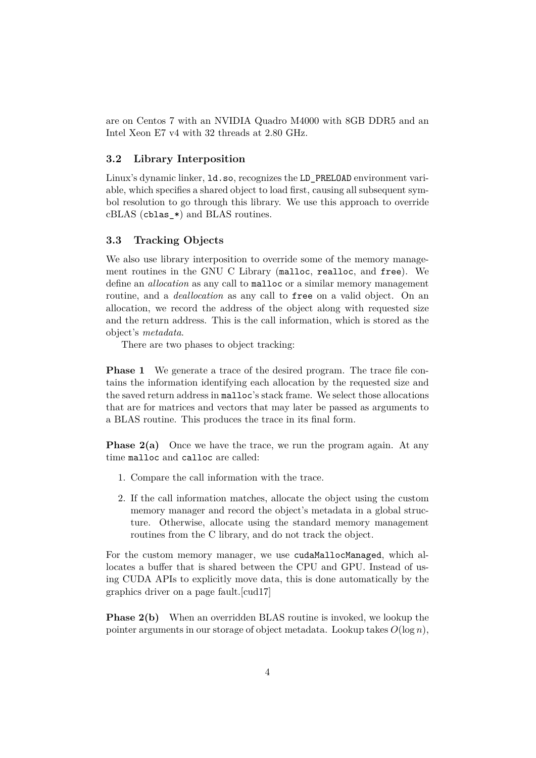are on Centos 7 with an NVIDIA Quadro M4000 with 8GB DDR5 and an Intel Xeon E7 v4 with 32 threads at 2.80 GHz.

### 3.2 Library Interposition

Linux's dynamic linker, `ld.so`, recognizes the `LD_PRELOAD` environment variable, which specifies a shared object to load first, causing all subsequent symbol resolution to go through this library. We use this approach to override cBLAS (`cblas_*`) and BLAS routines.

### 3.3 Tracking Objects

We also use library interposition to override some of the memory management routines in the GNU C Library (`malloc`, `realloc`, and `free`). We define an *allocation* as any call to `malloc` or a similar memory management routine, and a *deallocation* as any call to `free` on a valid object. On an allocation, we record the address of the object along with requested size and the return address. This is the call information, which is stored as the object's *metadata*.

There are two phases to object tracking:

**Phase 1** We generate a trace of the desired program. The trace file contains the information identifying each allocation by the requested size and the saved return address in `malloc`'s stack frame. We select those allocations that are for matrices and vectors that may later be passed as arguments to a BLAS routine. This produces the trace in its final form.

**Phase 2(a)** Once we have the trace, we run the program again. At any time `malloc` and `calloc` are called:

1. Compare the call information with the trace.
2. If the call information matches, allocate the object using the custom memory manager and record the object's metadata in a global structure. Otherwise, allocate using the standard memory management routines from the C library, and do not track the object.

For the custom memory manager, we use `cudaMallocManaged`, which allocates a buffer that is shared between the CPU and GPU. Instead of using CUDA APIs to explicitly move data, this is done automatically by the graphics driver on a page fault.[cud17]

**Phase 2(b)** When an overridden BLAS routine is invoked, we lookup the pointer arguments in our storage of object metadata. Lookup takes $O(\log n)$,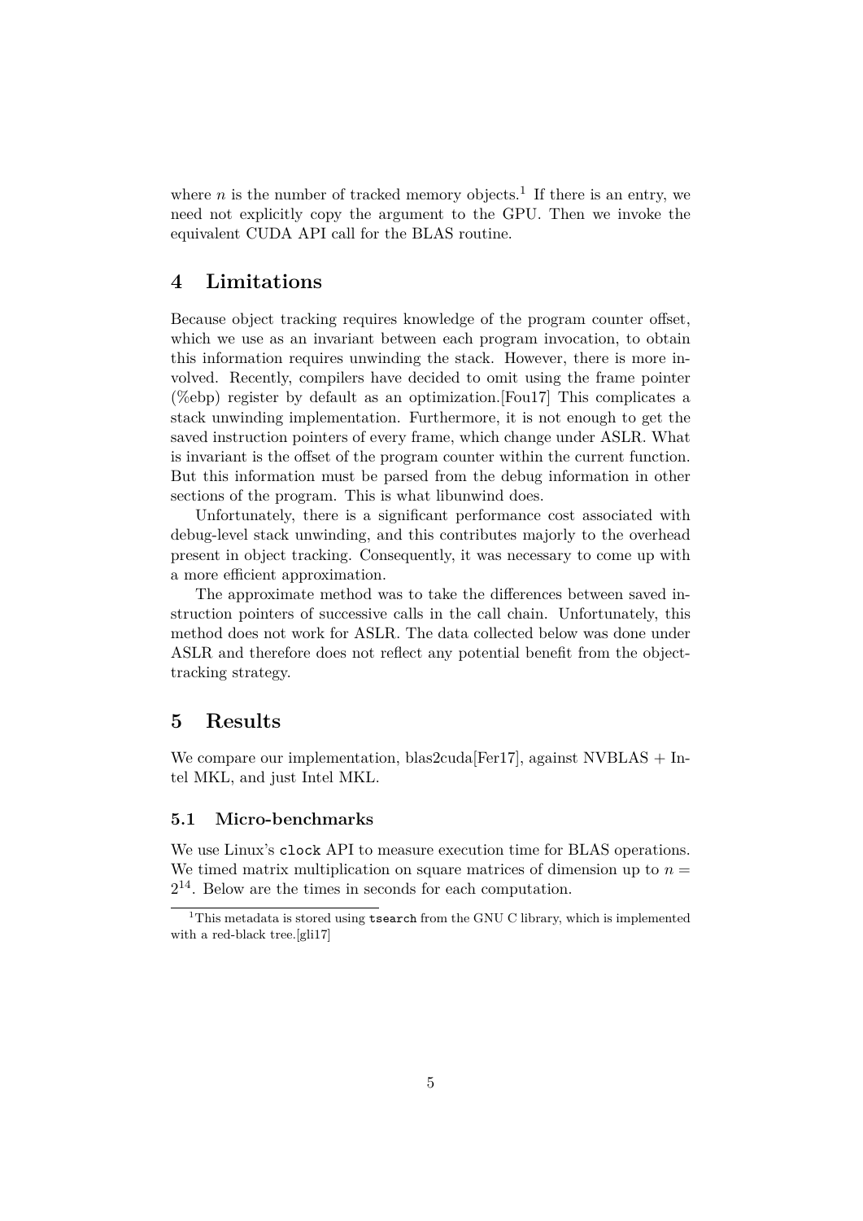where $n$ is the number of tracked memory objects.[1] If there is an entry, we need not explicitly copy the argument to the GPU. Then we invoke the equivalent CUDA API call for the BLAS routine.

## 4 Limitations

Because object tracking requires knowledge of the program counter offset, which we use as an invariant between each program invocation, to obtain this information requires unwinding the stack. However, there is more involved. Recently, compilers have decided to omit using the frame pointer (%ebp) register by default as an optimization.[Fou17] This complicates a stack unwinding implementation. Furthermore, it is not enough to get the saved instruction pointers of every frame, which change under ASLR. What is invariant is the offset of the program counter within the current function. But this information must be parsed from the debug information in other sections of the program. This is what libunwind does.

Unfortunately, there is a significant performance cost associated with debug-level stack unwinding, and this contributes majorly to the overhead present in object tracking. Consequently, it was necessary to come up with a more efficient approximation.

The approximate method was to take the differences between saved instruction pointers of successive calls in the call chain. Unfortunately, this method does not work for ASLR. The data collected below was done under ASLR and therefore does not reflect any potential benefit from the object-tracking strategy.

## 5 Results

We compare our implementation, blas2cuda[Fer17], against NVBLAS + Intel MKL, and just Intel MKL.

### 5.1 Micro-benchmarks

We use Linux's `clock` API to measure execution time for BLAS operations. We timed matrix multiplication on square matrices of dimension up to $n = 2^{14}$. Below are the times in seconds for each computation.

[1] This metadata is stored using `tsearch` from the GNU C library, which is implemented with a red-black tree.[gli17]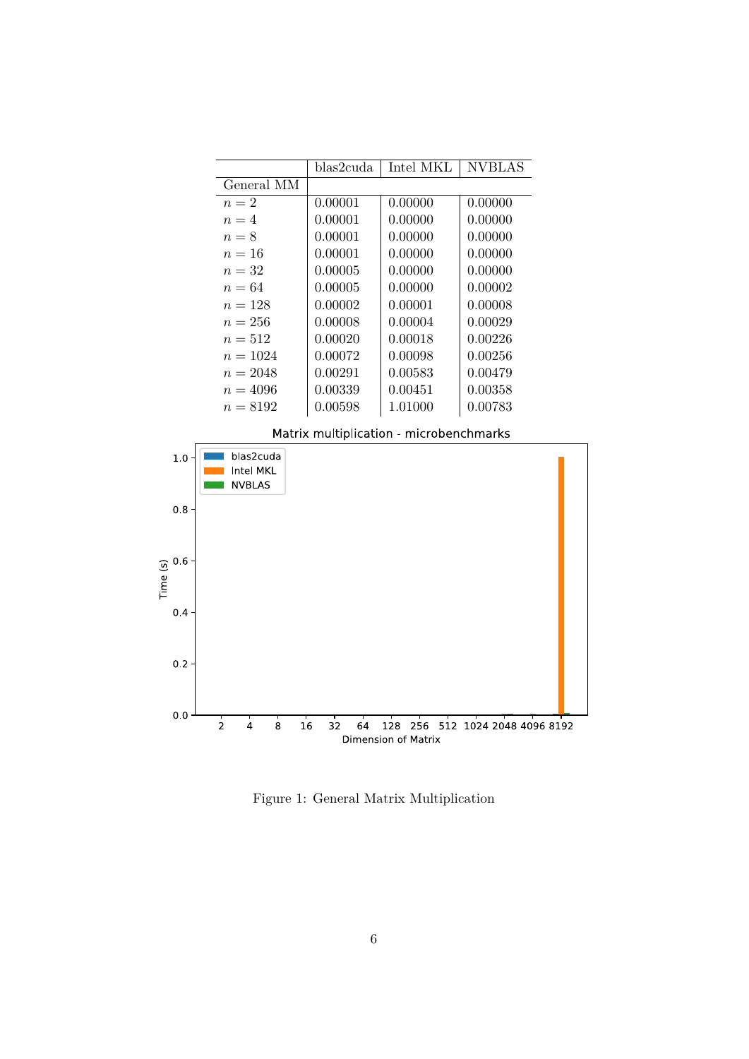| General MM | blas2cuda | Intel MKL | NVBLAS |
|---|---|---|---|
| $n = 2$ | 0.00001 | 0.00000 | 0.00000 |
| $n = 4$ | 0.00001 | 0.00000 | 0.00000 |
| $n = 8$ | 0.00001 | 0.00000 | 0.00000 |
| $n = 16$ | 0.00001 | 0.00000 | 0.00000 |
| $n = 32$ | 0.00005 | 0.00000 | 0.00000 |
| $n = 64$ | 0.00005 | 0.00000 | 0.00002 |
| $n = 128$ | 0.00002 | 0.00001 | 0.00008 |
| $n = 256$ | 0.00008 | 0.00004 | 0.00029 |
| $n = 512$ | 0.00020 | 0.00018 | 0.00226 |
| $n = 1024$ | 0.00072 | 0.00098 | 0.00256 |
| $n = 2048$ | 0.00291 | 0.00583 | 0.00479 |
| $n = 4096$ | 0.00339 | 0.00451 | 0.00358 |
| $n = 8192$ | 0.00598 | 1.01000 | 0.00783 |

Matrix multiplication - microbenchmarks

Figure 1: General Matrix Multiplication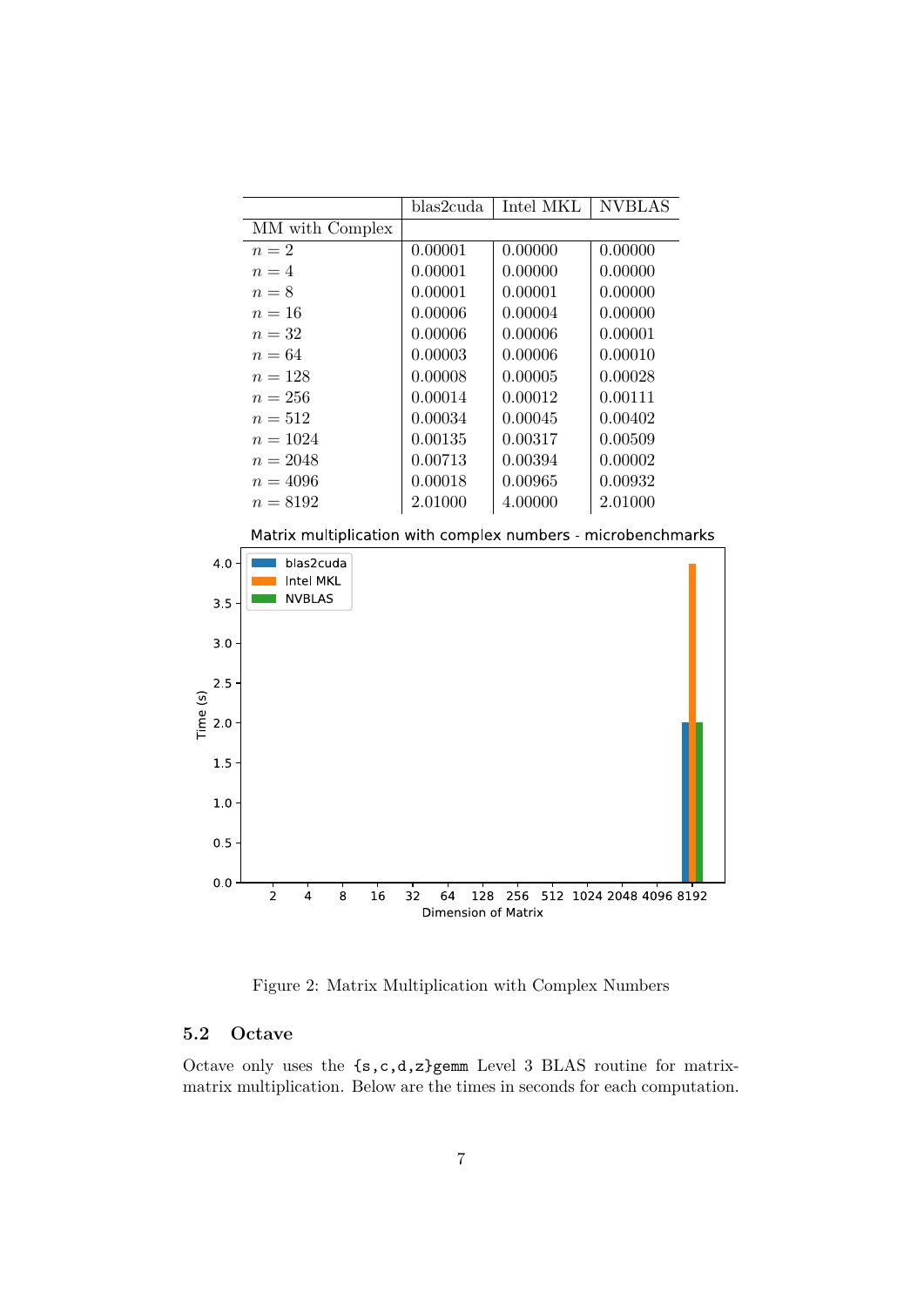| MM with Complex | blas2cuda | Intel MKL | NVBLAS |
|---|---|---|---|
| $n = 2$ | 0.00001 | 0.00000 | 0.00000 |
| $n = 4$ | 0.00001 | 0.00000 | 0.00000 |
| $n = 8$ | 0.00001 | 0.00001 | 0.00000 |
| $n = 16$ | 0.00006 | 0.00004 | 0.00000 |
| $n = 32$ | 0.00006 | 0.00006 | 0.00001 |
| $n = 64$ | 0.00003 | 0.00006 | 0.00010 |
| $n = 128$ | 0.00008 | 0.00005 | 0.00028 |
| $n = 256$ | 0.00014 | 0.00012 | 0.00111 |
| $n = 512$ | 0.00034 | 0.00045 | 0.00402 |
| $n = 1024$ | 0.00135 | 0.00317 | 0.00509 |
| $n = 2048$ | 0.00713 | 0.00394 | 0.00002 |
| $n = 4096$ | 0.00018 | 0.00965 | 0.00932 |
| $n = 8192$ | 2.01000 | 4.00000 | 2.01000 |

Figure 2: Matrix Multiplication with Complex Numbers

## 5.2 Octave

Octave only uses the {s,c,d,z}gemm Level 3 BLAS routine for matrix-matrix multiplication. Below are the times in seconds for each computation.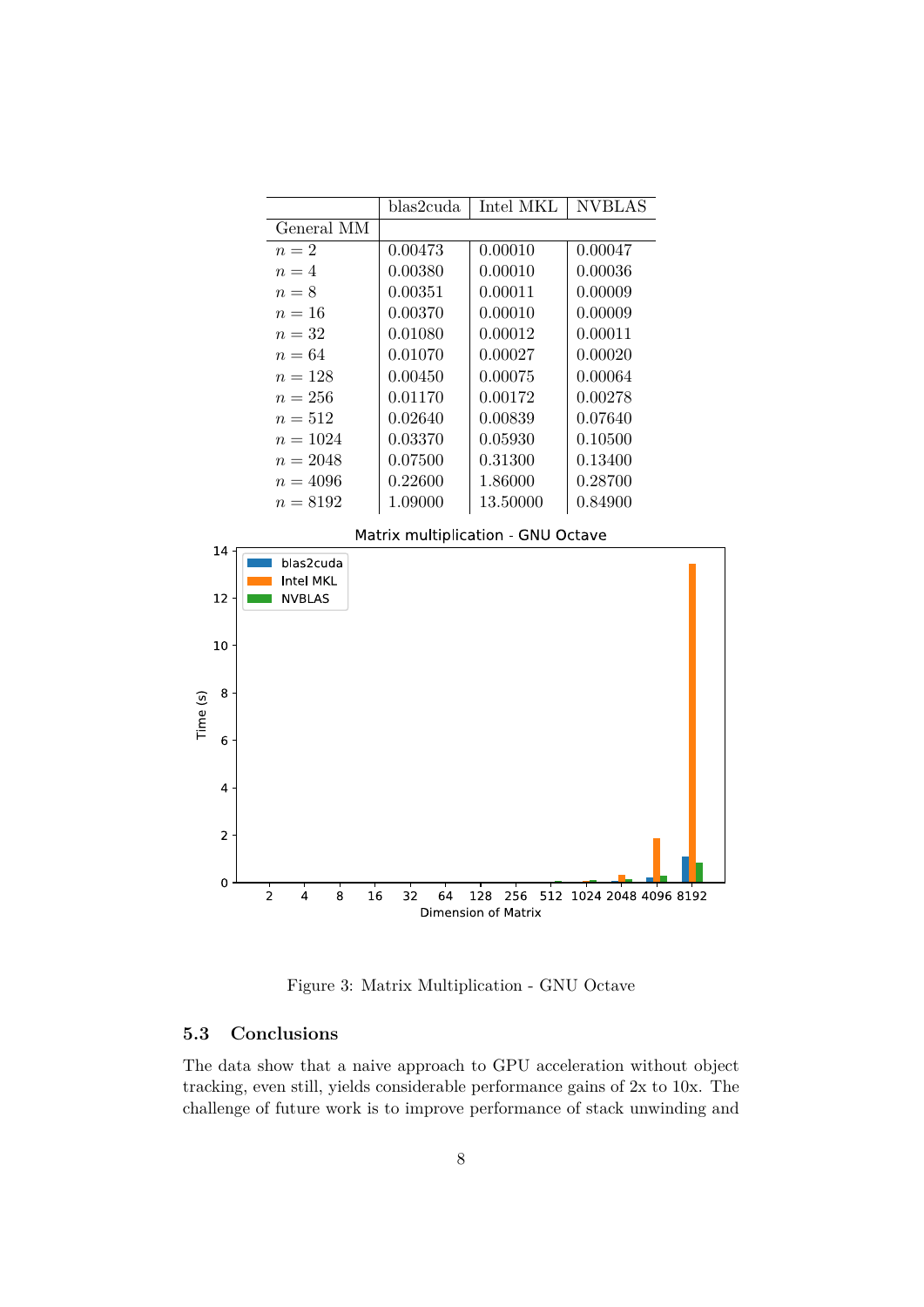| | blas2cuda | Intel MKL | NVBLAS |
|---|---|---|---|
| General MM | | | |
| $n = 2$ | 0.00473 | 0.00010 | 0.00047 |
| $n = 4$ | 0.00380 | 0.00010 | 0.00036 |
| $n = 8$ | 0.00351 | 0.00011 | 0.00009 |
| $n = 16$ | 0.00370 | 0.00010 | 0.00009 |
| $n = 32$ | 0.01080 | 0.00012 | 0.00011 |
| $n = 64$ | 0.01070 | 0.00027 | 0.00020 |
| $n = 128$ | 0.00450 | 0.00075 | 0.00064 |
| $n = 256$ | 0.01170 | 0.00172 | 0.00278 |
| $n = 512$ | 0.02640 | 0.00839 | 0.07640 |
| $n = 1024$ | 0.03370 | 0.05930 | 0.10500 |
| $n = 2048$ | 0.07500 | 0.31300 | 0.13400 |
| $n = 4096$ | 0.22600 | 1.86000 | 0.28700 |
| $n = 8192$ | 1.09000 | 13.50000 | 0.84900 |

Figure 3: Matrix Multiplication - GNU Octave

### 5.3 Conclusions

The data show that a naive approach to GPU acceleration without object tracking, even still, yields considerable performance gains of 2x to 10x. The challenge of future work is to improve performance of stack unwinding and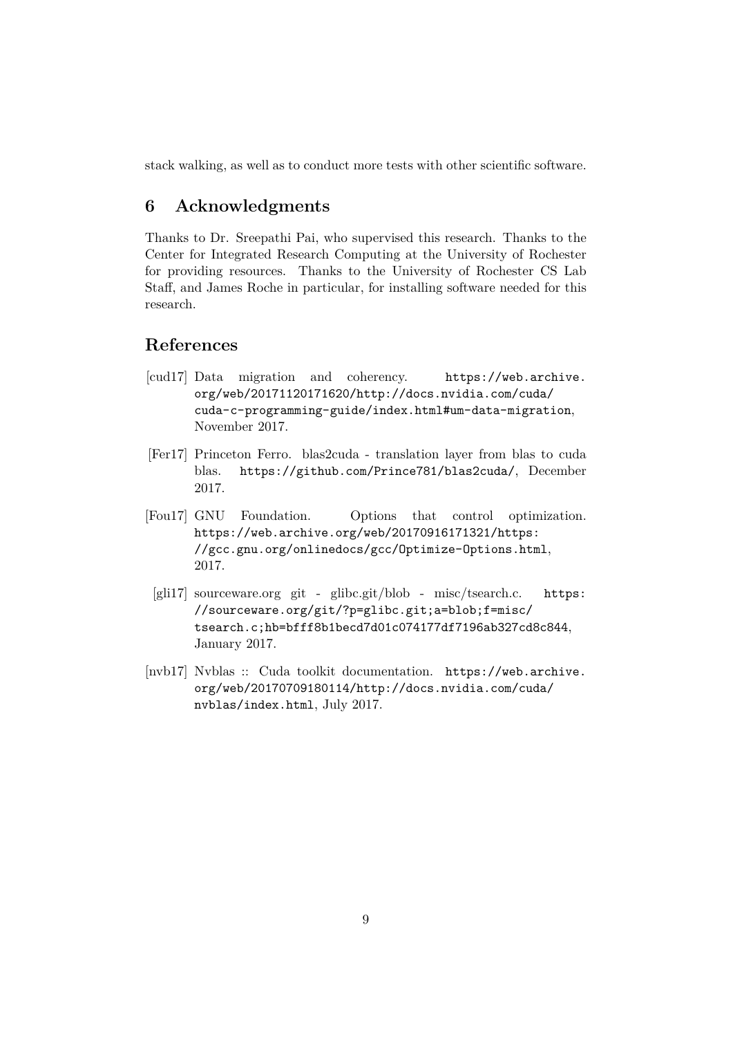stack walking, as well as to conduct more tests with other scientific software.

## 6 Acknowledgments

Thanks to Dr. Sreepathi Pai, who supervised this research. Thanks to the Center for Integrated Research Computing at the University of Rochester for providing resources. Thanks to the University of Rochester CS Lab Staff, and James Roche in particular, for installing software needed for this research.

## References

[cud17] Data migration and coherency. https://web.archive.org/web/20171120171620/http://docs.nvidia.com/cuda/cuda-c-programming-guide/index.html#um-data-migration, November 2017.

[Fer17] Princeton Ferro. blas2cuda - translation layer from blas to cuda blas. https://github.com/Prince781/blas2cuda/, December 2017.

[Fou17] GNU Foundation. Options that control optimization. https://web.archive.org/web/20170916171321/https://gcc.gnu.org/onlinedocs/gcc/Optimize-Options.html, 2017.

[gli17] sourceware.org git - glibc.git/blob - misc/tsearch.c. https://sourceware.org/git/?p=glibc.git;a=blob;f=misc/tsearch.c;hb=bfff8b1becd7d01c074177df7196ab327cd8c844, January 2017.

[nvb17] Nvblas :: Cuda toolkit documentation. https://web.archive.org/web/20170709180114/http://docs.nvidia.com/cuda/nvblas/index.html, July 2017.